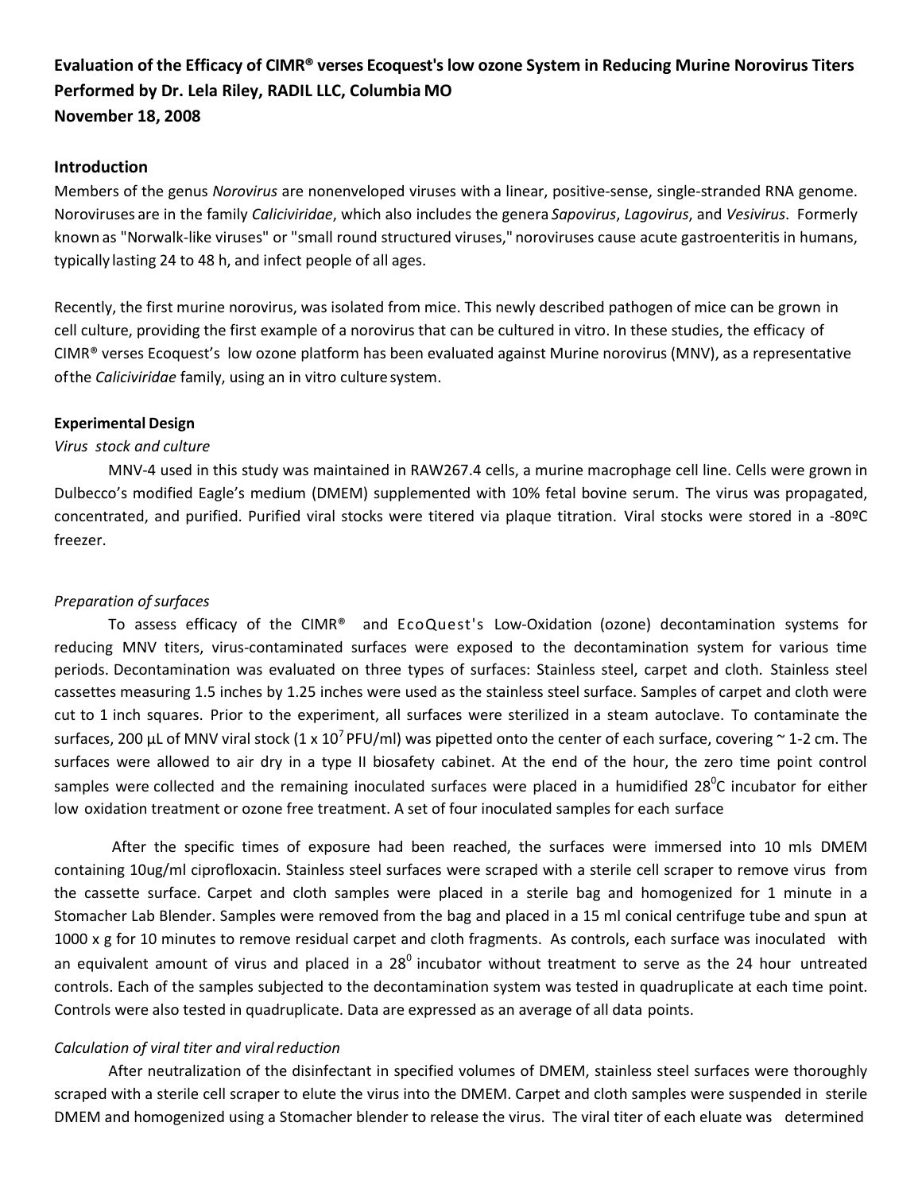**Evaluation of the Efficacy of CIMR® verses Ecoquest's low ozone System in Reducing Murine Norovirus Titers**
**Performed by Dr. Lela Riley, RADIL LLC, Columbia MO**
**November 18, 2008**

## Introduction

Members of the genus *Norovirus* are nonenveloped viruses with a linear, positive-sense, single-stranded RNA genome. Noroviruses are in the family *Caliciviridae*, which also includes the genera *Sapovirus*, *Lagovirus*, and *Vesivirus*. Formerly known as "Norwalk-like viruses" or "small round structured viruses," noroviruses cause acute gastroenteritis in humans, typically lasting 24 to 48 h, and infect people of all ages.

Recently, the first murine norovirus, was isolated from mice. This newly described pathogen of mice can be grown in cell culture, providing the first example of a norovirus that can be cultured in vitro. In these studies, the efficacy of CIMR® verses Ecoquest's low ozone platform has been evaluated against Murine norovirus (MNV), as a representative of the *Caliciviridae* family, using an in vitro culture system.

### Experimental Design

*Virus stock and culture*

MNV-4 used in this study was maintained in RAW267.4 cells, a murine macrophage cell line. Cells were grown in Dulbecco's modified Eagle's medium (DMEM) supplemented with 10% fetal bovine serum. The virus was propagated, concentrated, and purified. Purified viral stocks were titered via plaque titration. Viral stocks were stored in a -80ºC freezer.

*Preparation of surfaces*

To assess efficacy of the CIMR® and EcoQuest's Low-Oxidation (ozone) decontamination systems for reducing MNV titers, virus-contaminated surfaces were exposed to the decontamination system for various time periods. Decontamination was evaluated on three types of surfaces: Stainless steel, carpet and cloth. Stainless steel cassettes measuring 1.5 inches by 1.25 inches were used as the stainless steel surface. Samples of carpet and cloth were cut to 1 inch squares. Prior to the experiment, all surfaces were sterilized in a steam autoclave. To contaminate the surfaces, 200 µL of MNV viral stock ($1 \times 10^7$ PFU/ml) was pipetted onto the center of each surface, covering ~ 1-2 cm. The surfaces were allowed to air dry in a type II biosafety cabinet. At the end of the hour, the zero time point control samples were collected and the remaining inoculated surfaces were placed in a humidified $28^0$C incubator for either low oxidation treatment or ozone free treatment. A set of four inoculated samples for each surface

After the specific times of exposure had been reached, the surfaces were immersed into 10 mls DMEM containing 10ug/ml ciprofloxacin. Stainless steel surfaces were scraped with a sterile cell scraper to remove virus from the cassette surface. Carpet and cloth samples were placed in a sterile bag and homogenized for 1 minute in a Stomacher Lab Blender. Samples were removed from the bag and placed in a 15 ml conical centrifuge tube and spun at 1000 x g for 10 minutes to remove residual carpet and cloth fragments. As controls, each surface was inoculated with an equivalent amount of virus and placed in a $28^0$ incubator without treatment to serve as the 24 hour untreated controls. Each of the samples subjected to the decontamination system was tested in quadruplicate at each time point. Controls were also tested in quadruplicate. Data are expressed as an average of all data points.

*Calculation of viral titer and viral reduction*

After neutralization of the disinfectant in specified volumes of DMEM, stainless steel surfaces were thoroughly scraped with a sterile cell scraper to elute the virus into the DMEM. Carpet and cloth samples were suspended in sterile DMEM and homogenized using a Stomacher blender to release the virus. The viral titer of each eluate was determined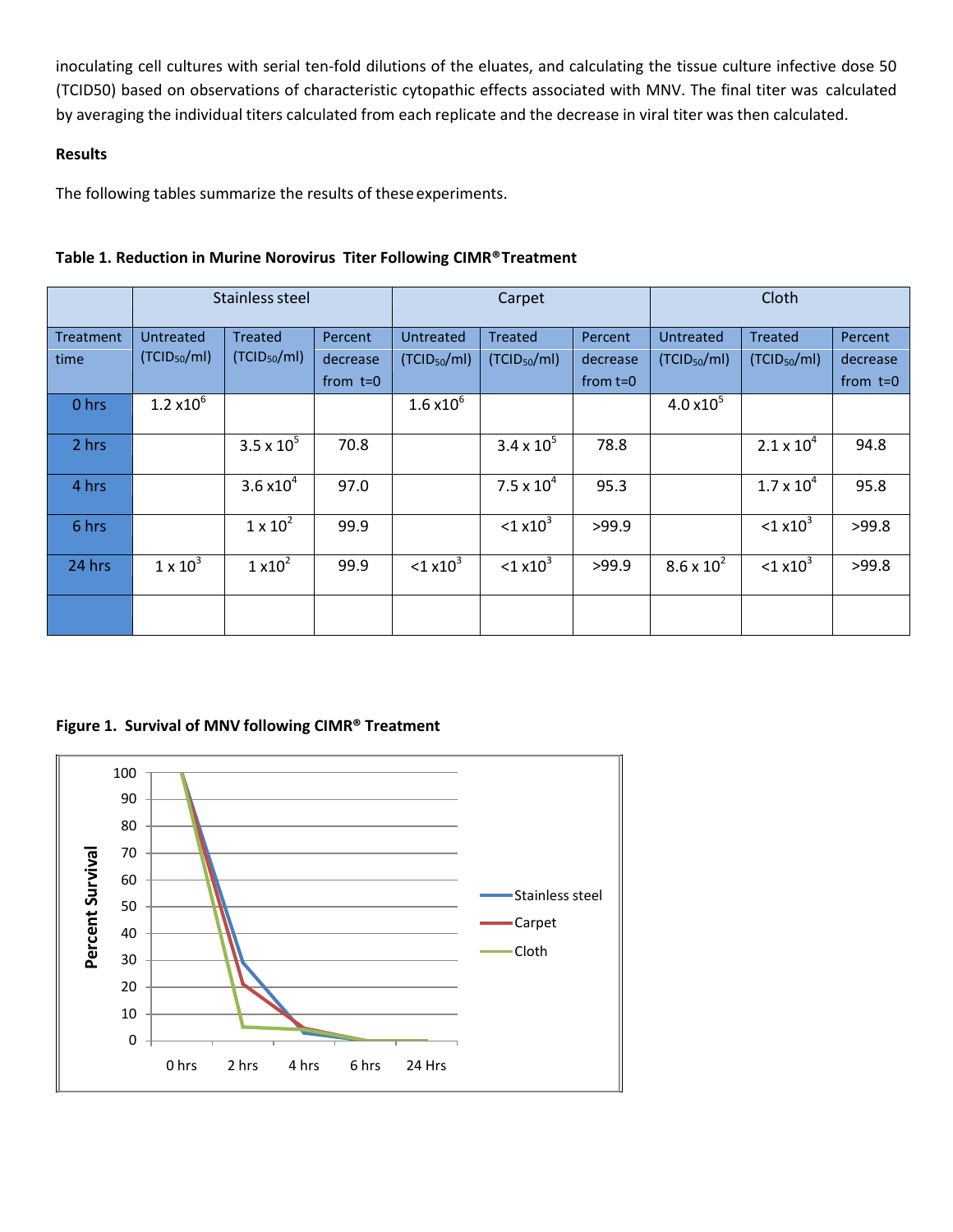inoculating cell cultures with serial ten-fold dilutions of the eluates, and calculating the tissue culture infective dose 50 (TCID50) based on observations of characteristic cytopathic effects associated with MNV. The final titer was calculated by averaging the individual titers calculated from each replicate and the decrease in viral titer was then calculated.

**Results**

The following tables summarize the results of these experiments.

**Table 1. Reduction in Murine Norovirus Titer Following CIMR® Treatment**

| | Stainless steel | | | Carpet | | | Cloth | | |
|---|---|---|---|---|---|---|---|---|---|
| Treatment time | Untreated ($TCID_{50}$/ml) | Treated ($TCID_{50}$/ml) | Percent decrease from t=0 | Untreated ($TCID_{50}$/ml) | Treated ($TCID_{50}$/ml) | Percent decrease from t=0 | Untreated ($TCID_{50}$/ml) | Treated ($TCID_{50}$/ml) | Percent decrease from t=0 |
| 0 hrs | $1.2 \times 10^6$ | | | $1.6 \times 10^6$ | | | $4.0 \times 10^5$ | | |
| 2 hrs | | $3.5 \times 10^5$ | 70.8 | | $3.4 \times 10^5$ | 78.8 | | $2.1 \times 10^4$ | 94.8 |
| 4 hrs | | $3.6 \times 10^4$ | 97.0 | | $7.5 \times 10^4$ | 95.3 | | $1.7 \times 10^4$ | 95.8 |
| 6 hrs | | $1 \times 10^2$ | 99.9 | | $<1 \times 10^3$ | >99.9 | | $<1 \times 10^3$ | >99.8 |
| 24 hrs | $1 \times 10^3$ | $1 \times 10^2$ | 99.9 | $<1 \times 10^3$ | $<1 \times 10^3$ | >99.9 | $8.6 \times 10^2$ | $<1 \times 10^3$ | >99.8 |
| | | | | | | | | | |

**Figure 1. Survival of MNV following CIMR® Treatment**

| Time | Stainless steel | Carpet | Cloth |
|---|---|---|---|
| 0 hrs | 100 | 100 | 100 |
| 2 hrs | ~29 | ~21 | ~5 |
| 4 hrs | ~3 | ~5 | ~4 |
| 6 hrs | 0 | 0 | 0 |
| 24 Hrs | 0 | 0 | 0 |

(Y-axis: Percent Survival)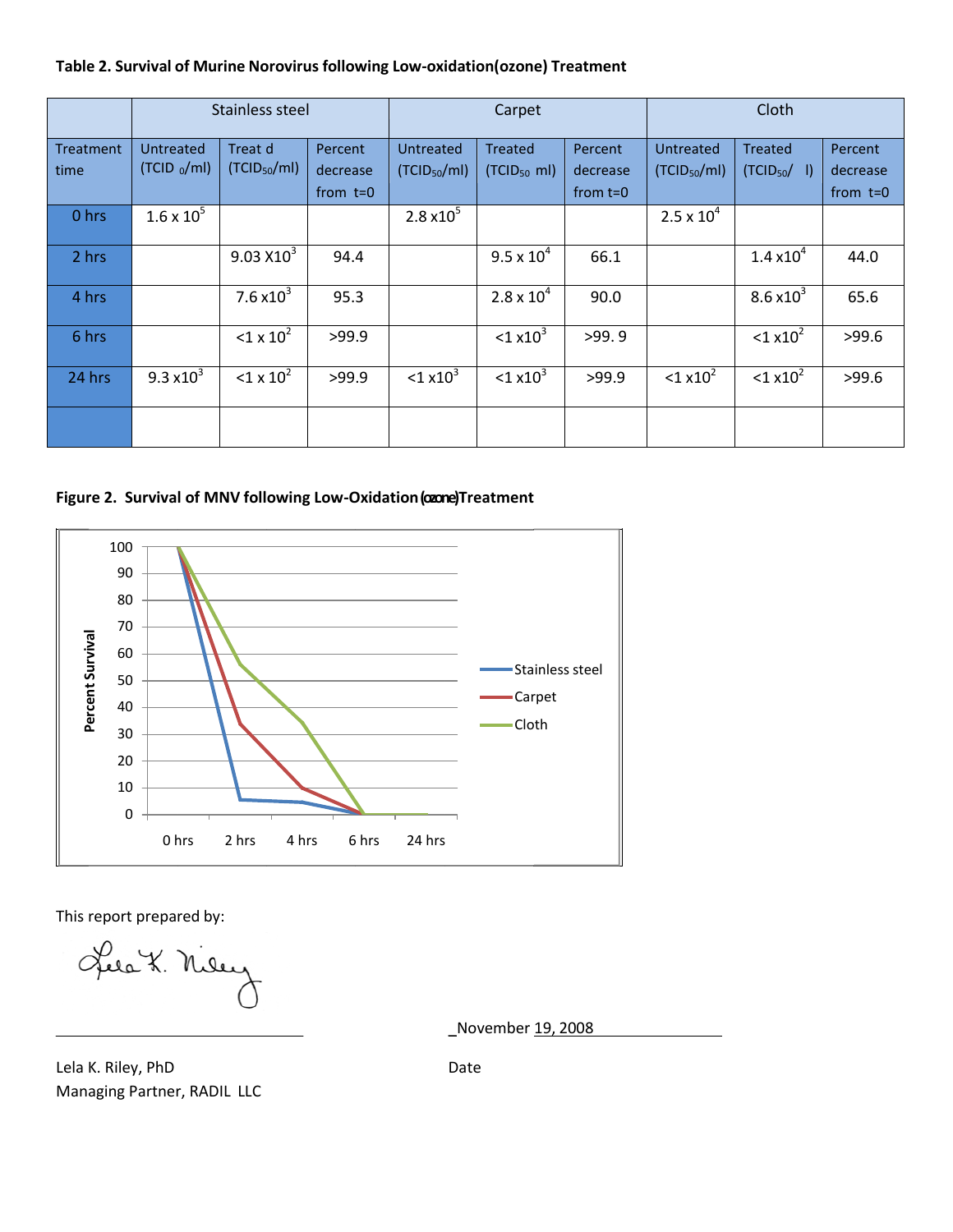**Table 2. Survival of Murine Norovirus following Low-oxidation(ozone) Treatment**

| | Stainless steel | | | Carpet | | | Cloth | | |
|---|---|---|---|---|---|---|---|---|---|
| Treatment time | Untreated (TCID$_{50}$/ml) | Treated (TCID$_{50}$/ml) | Percent decrease from t=0 | Untreated (TCID$_{50}$/ml) | Treated (TCID$_{50}$ ml) | Percent decrease from t=0 | Untreated (TCID$_{50}$/ml) | Treated (TCID$_{50}$/ l) | Percent decrease from t=0 |
| 0 hrs | $1.6 \times 10^5$ | | | $2.8 \times 10^5$ | | | $2.5 \times 10^4$ | | |
| 2 hrs | | $9.03 \times 10^3$ | 94.4 | | $9.5 \times 10^4$ | 66.1 | | $1.4 \times 10^4$ | 44.0 |
| 4 hrs | | $7.6 \times 10^3$ | 95.3 | | $2.8 \times 10^4$ | 90.0 | | $8.6 \times 10^3$ | 65.6 |
| 6 hrs | | $<1 \times 10^2$ | >99.9 | | $<1 \times 10^3$ | >99. 9 | | $<1 \times 10^2$ | >99.6 |
| 24 hrs | $9.3 \times 10^3$ | $<1 \times 10^2$ | >99.9 | $<1 \times 10^3$ | $<1 \times 10^3$ | >99.9 | $<1 \times 10^2$ | $<1 \times 10^2$ | >99.6 |
| | | | | | | | | | |

**Figure 2. Survival of MNV following Low-Oxidation (ozone) Treatment**

This report prepared by:

Lela K. Riley, PhD
Managing Partner, RADIL LLC

November 19, 2008
Date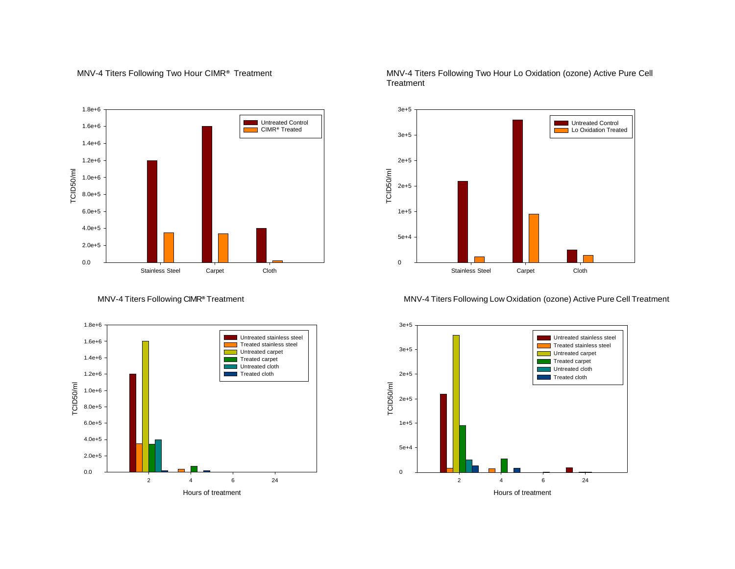MNV-4 Titers Following Two Hour CIMR® Treatment

TCID50/ml

1.8e+6
1.6e+6
1.4e+6
1.2e+6
1.0e+6
8.0e+5
6.0e+5
4.0e+5
2.0e+5
0.0

Stainless Steel
Carpet
Cloth

Untreated Control
CIMR® Treated

MNV-4 Titers Following Two Hour Lo Oxidation (ozone) Active Pure Cell Treatment

TCID50/ml

3e+5
3e+5
2e+5
2e+5
1e+5
5e+4
0

Stainless Steel
Carpet
Cloth

Untreated Control
Lo Oxidation Treated

MNV-4 Titers Following CIMR® Treatment

TCID50/ml

1.8e+6
1.6e+6
1.4e+6
1.2e+6
1.0e+6
8.0e+5
6.0e+5
4.0e+5
2.0e+5
0.0

2
4
6
24

Hours of treatment

Untreated stainless steel
Treated stainless steel
Untreated carpet
Treated carpet
Untreated cloth
Treated cloth

MNV-4 Titers Following Low Oxidation (ozone) Active Pure Cell Treatment

TCID50/ml

3e+5
3e+5
2e+5
2e+5
1e+5
5e+4
0

2
4
6
24

Hours of treatment

Untreated stainless steel
Treated stainless steel
Untreated carpet
Treated carpet
Untreated cloth
Treated cloth